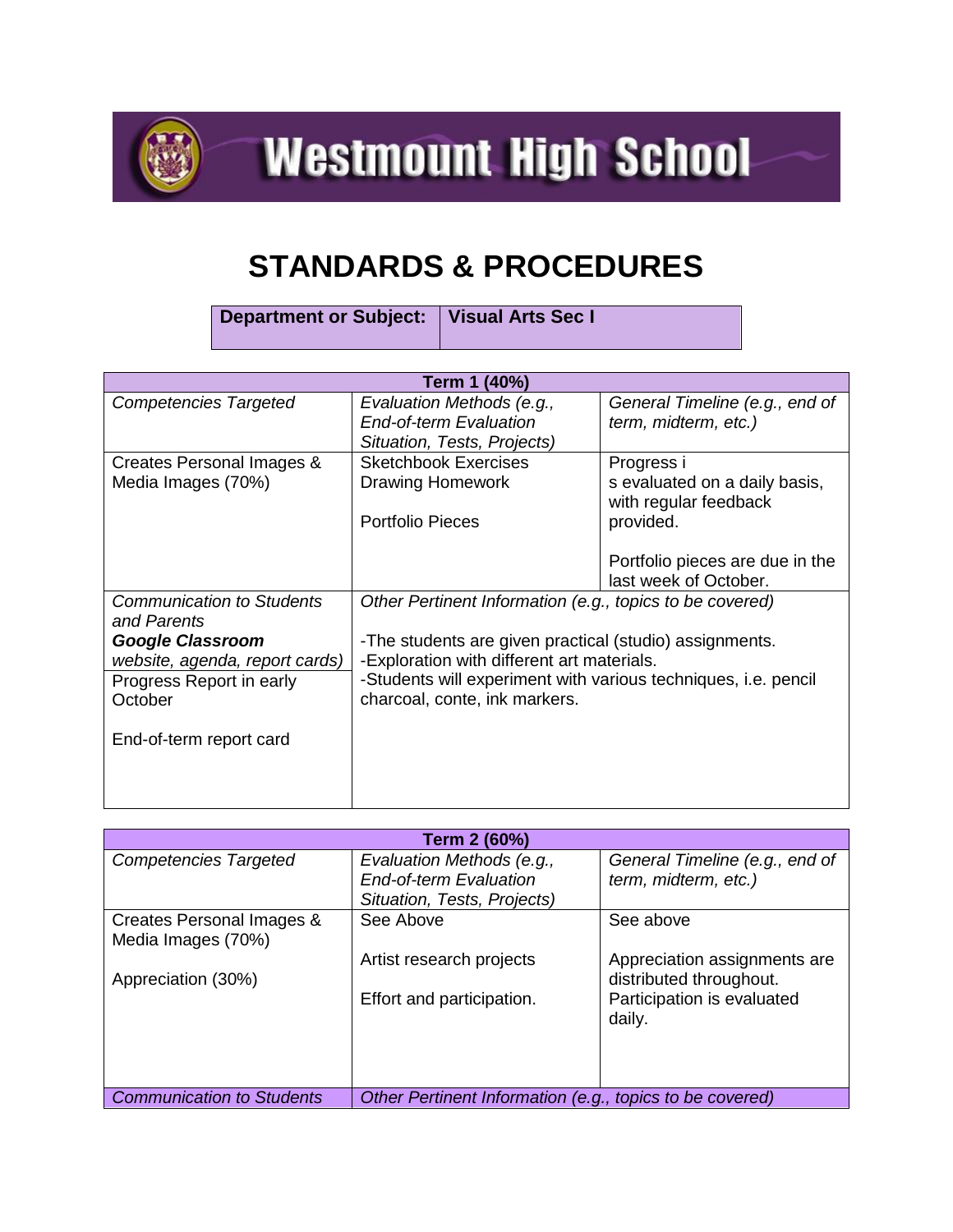# Westmount High School

# STANDARDS & PROCEDURES

| **Department or Subject:** | **Visual Arts Sec I** |
|---|---|

| **Term 1 (40%)** | | |
|---|---|---|
| *Competencies Targeted* | *Evaluation Methods (e.g., End-of-term Evaluation Situation, Tests, Projects)* | *General Timeline (e.g., end of term, midterm, etc.)* |
| Creates Personal Images & Media Images (70%) | Sketchbook Exercises<br>Drawing Homework<br><br>Portfolio Pieces | Progress i<br>s evaluated on a daily basis, with regular feedback provided.<br><br>Portfolio pieces are due in the last week of October. |
| *Communication to Students and Parents*<br>***Google Classroom*** *website, agenda, report cards)*<br>Progress Report in early October<br><br>End-of-term report card | *Other Pertinent Information (e.g., topics to be covered)*<br><br>-The students are given practical (studio) assignments.<br>-Exploration with different art materials.<br>-Students will experiment with various techniques, i.e. pencil charcoal, conte, ink markers. | |

| **Term 2 (60%)** | | |
|---|---|---|
| *Competencies Targeted* | *Evaluation Methods (e.g., End-of-term Evaluation Situation, Tests, Projects)* | *General Timeline (e.g., end of term, midterm, etc.)* |
| Creates Personal Images & Media Images (70%)<br><br>Appreciation (30%) | See Above<br><br>Artist research projects<br><br>Effort and participation. | See above<br><br>Appreciation assignments are distributed throughout.<br>Participation is evaluated daily. |
| *Communication to Students* | *Other Pertinent Information (e.g., topics to be covered)* | |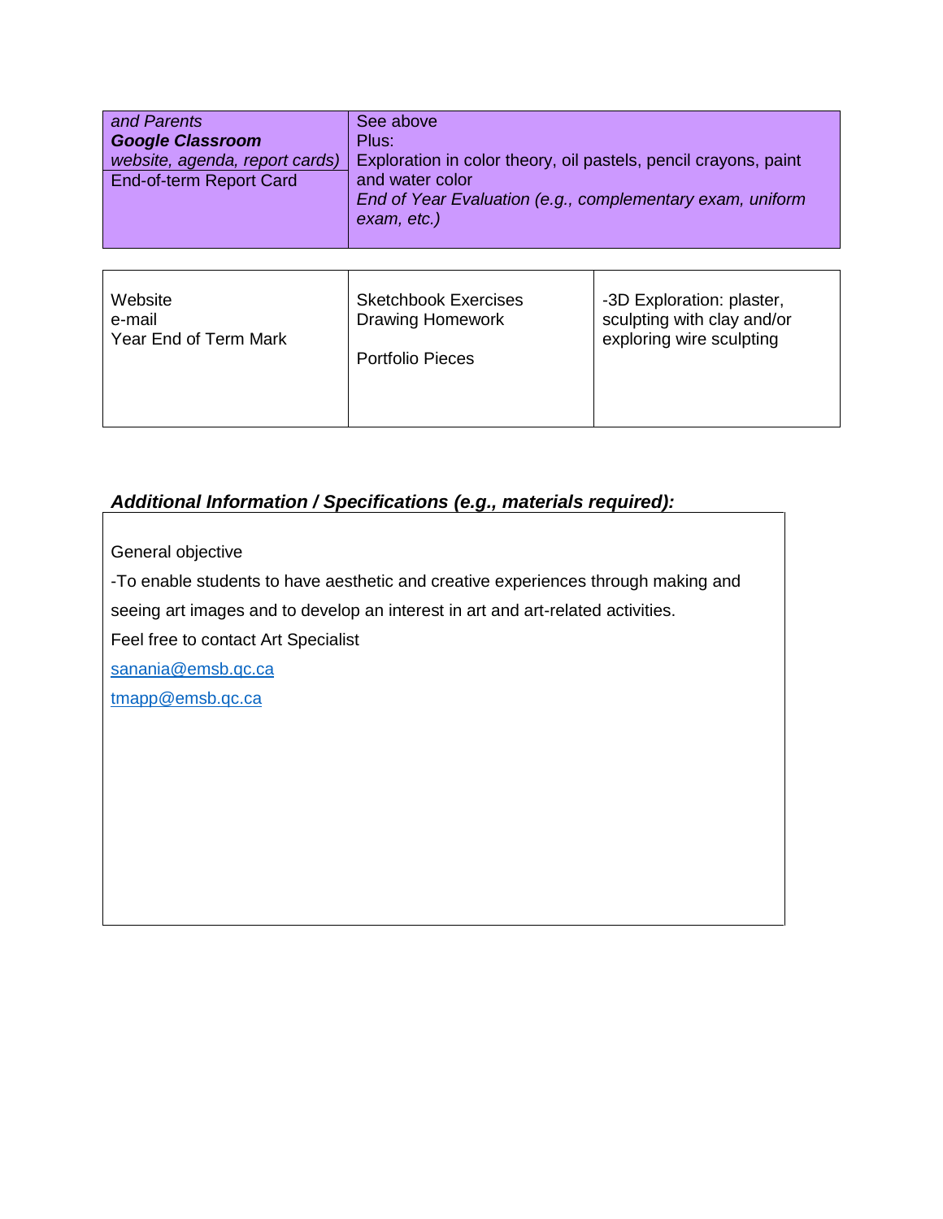| | |
|---|---|
| *and Parents*<br>***Google Classroom***<br>*website, agenda, report cards)*<br>End-of-term Report Card | See above<br>Plus:<br>Exploration in color theory, oil pastels, pencil crayons, paint and water color<br>*End of Year Evaluation (e.g., complementary exam, uniform exam, etc.)* |

| | | |
|---|---|---|
| Website<br>e-mail<br>Year End of Term Mark | Sketchbook Exercises<br>Drawing Homework<br><br>Portfolio Pieces | -3D Exploration: plaster, sculpting with clay and/or exploring wire sculpting |

***Additional Information / Specifications (e.g., materials required):***

General objective

-To enable students to have aesthetic and creative experiences through making and seeing art images and to develop an interest in art and art-related activities.

Feel free to contact Art Specialist

sanania@emsb.qc.ca

tmapp@emsb.qc.ca